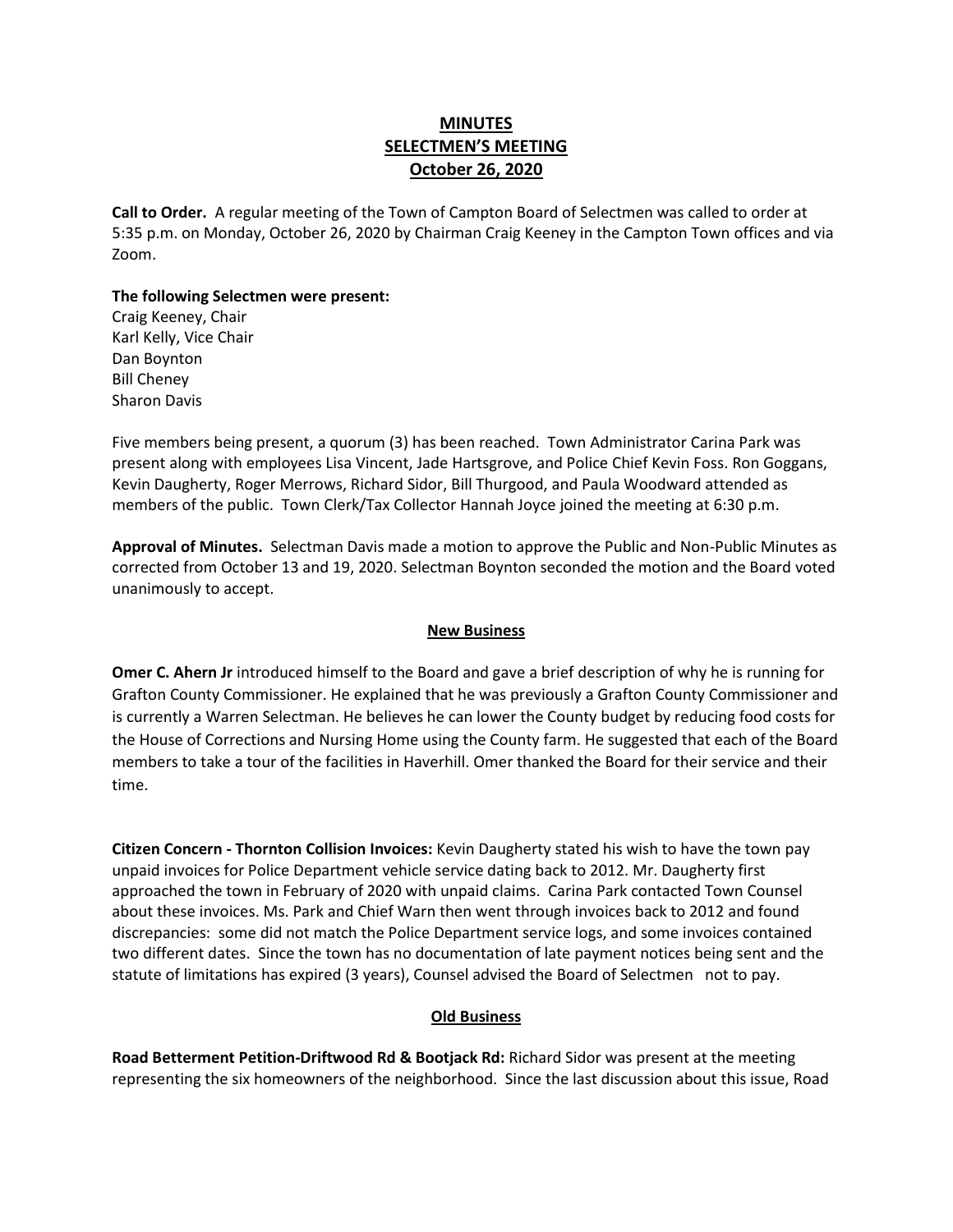# MINUTES
# SELECTMEN'S MEETING
# October 26, 2020

**Call to Order.** A regular meeting of the Town of Campton Board of Selectmen was called to order at 5:35 p.m. on Monday, October 26, 2020 by Chairman Craig Keeney in the Campton Town offices and via Zoom.

**The following Selectmen were present:**
Craig Keeney, Chair
Karl Kelly, Vice Chair
Dan Boynton
Bill Cheney
Sharon Davis

Five members being present, a quorum (3) has been reached. Town Administrator Carina Park was present along with employees Lisa Vincent, Jade Hartsgrove, and Police Chief Kevin Foss. Ron Goggans, Kevin Daugherty, Roger Merrows, Richard Sidor, Bill Thurgood, and Paula Woodward attended as members of the public. Town Clerk/Tax Collector Hannah Joyce joined the meeting at 6:30 p.m.

**Approval of Minutes.** Selectman Davis made a motion to approve the Public and Non-Public Minutes as corrected from October 13 and 19, 2020. Selectman Boynton seconded the motion and the Board voted unanimously to accept.

## New Business

**Omer C. Ahern Jr** introduced himself to the Board and gave a brief description of why he is running for Grafton County Commissioner. He explained that he was previously a Grafton County Commissioner and is currently a Warren Selectman. He believes he can lower the County budget by reducing food costs for the House of Corrections and Nursing Home using the County farm. He suggested that each of the Board members to take a tour of the facilities in Haverhill. Omer thanked the Board for their service and their time.

**Citizen Concern - Thornton Collision Invoices:** Kevin Daugherty stated his wish to have the town pay unpaid invoices for Police Department vehicle service dating back to 2012. Mr. Daugherty first approached the town in February of 2020 with unpaid claims. Carina Park contacted Town Counsel about these invoices. Ms. Park and Chief Warn then went through invoices back to 2012 and found discrepancies: some did not match the Police Department service logs, and some invoices contained two different dates. Since the town has no documentation of late payment notices being sent and the statute of limitations has expired (3 years), Counsel advised the Board of Selectmen not to pay.

## Old Business

**Road Betterment Petition-Driftwood Rd & Bootjack Rd:** Richard Sidor was present at the meeting representing the six homeowners of the neighborhood. Since the last discussion about this issue, Road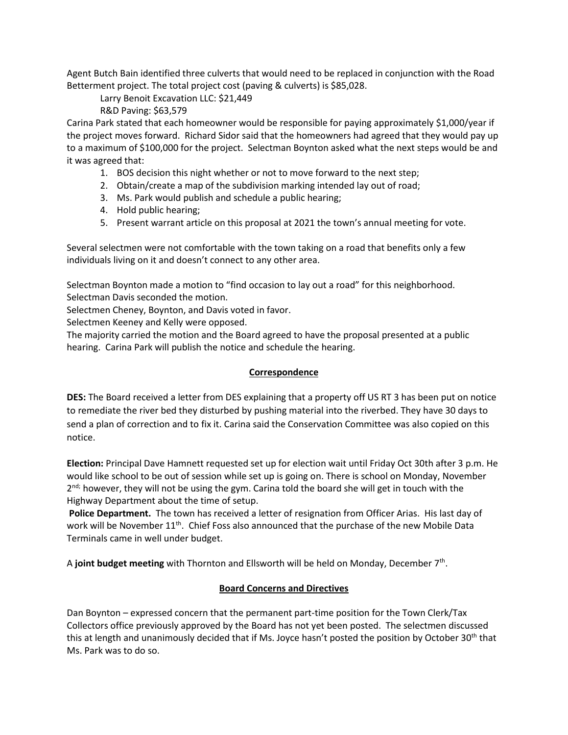Agent Butch Bain identified three culverts that would need to be replaced in conjunction with the Road Betterment project. The total project cost (paving & culverts) is $85,028.

Larry Benoit Excavation LLC: $21,449

R&D Paving: $63,579

Carina Park stated that each homeowner would be responsible for paying approximately $1,000/year if the project moves forward. Richard Sidor said that the homeowners had agreed that they would pay up to a maximum of $100,000 for the project. Selectman Boynton asked what the next steps would be and it was agreed that:

1. BOS decision this night whether or not to move forward to the next step;
2. Obtain/create a map of the subdivision marking intended lay out of road;
3. Ms. Park would publish and schedule a public hearing;
4. Hold public hearing;
5. Present warrant article on this proposal at 2021 the town's annual meeting for vote.

Several selectmen were not comfortable with the town taking on a road that benefits only a few individuals living on it and doesn't connect to any other area.

Selectman Boynton made a motion to "find occasion to lay out a road" for this neighborhood.
Selectman Davis seconded the motion.
Selectmen Cheney, Boynton, and Davis voted in favor.
Selectmen Keeney and Kelly were opposed.
The majority carried the motion and the Board agreed to have the proposal presented at a public hearing. Carina Park will publish the notice and schedule the hearing.

## Correspondence

**DES:** The Board received a letter from DES explaining that a property off US RT 3 has been put on notice to remediate the river bed they disturbed by pushing material into the riverbed. They have 30 days to send a plan of correction and to fix it. Carina said the Conservation Committee was also copied on this notice.

**Election:** Principal Dave Hamnett requested set up for election wait until Friday Oct 30th after 3 p.m. He would like school to be out of session while set up is going on. There is school on Monday, November 2nd; however, they will not be using the gym. Carina told the board she will get in touch with the Highway Department about the time of setup.

**Police Department.** The town has received a letter of resignation from Officer Arias. His last day of work will be November 11th. Chief Foss also announced that the purchase of the new Mobile Data Terminals came in well under budget.

A **joint budget meeting** with Thornton and Ellsworth will be held on Monday, December 7th.

## Board Concerns and Directives

Dan Boynton – expressed concern that the permanent part-time position for the Town Clerk/Tax Collectors office previously approved by the Board has not yet been posted. The selectmen discussed this at length and unanimously decided that if Ms. Joyce hasn't posted the position by October 30th that Ms. Park was to do so.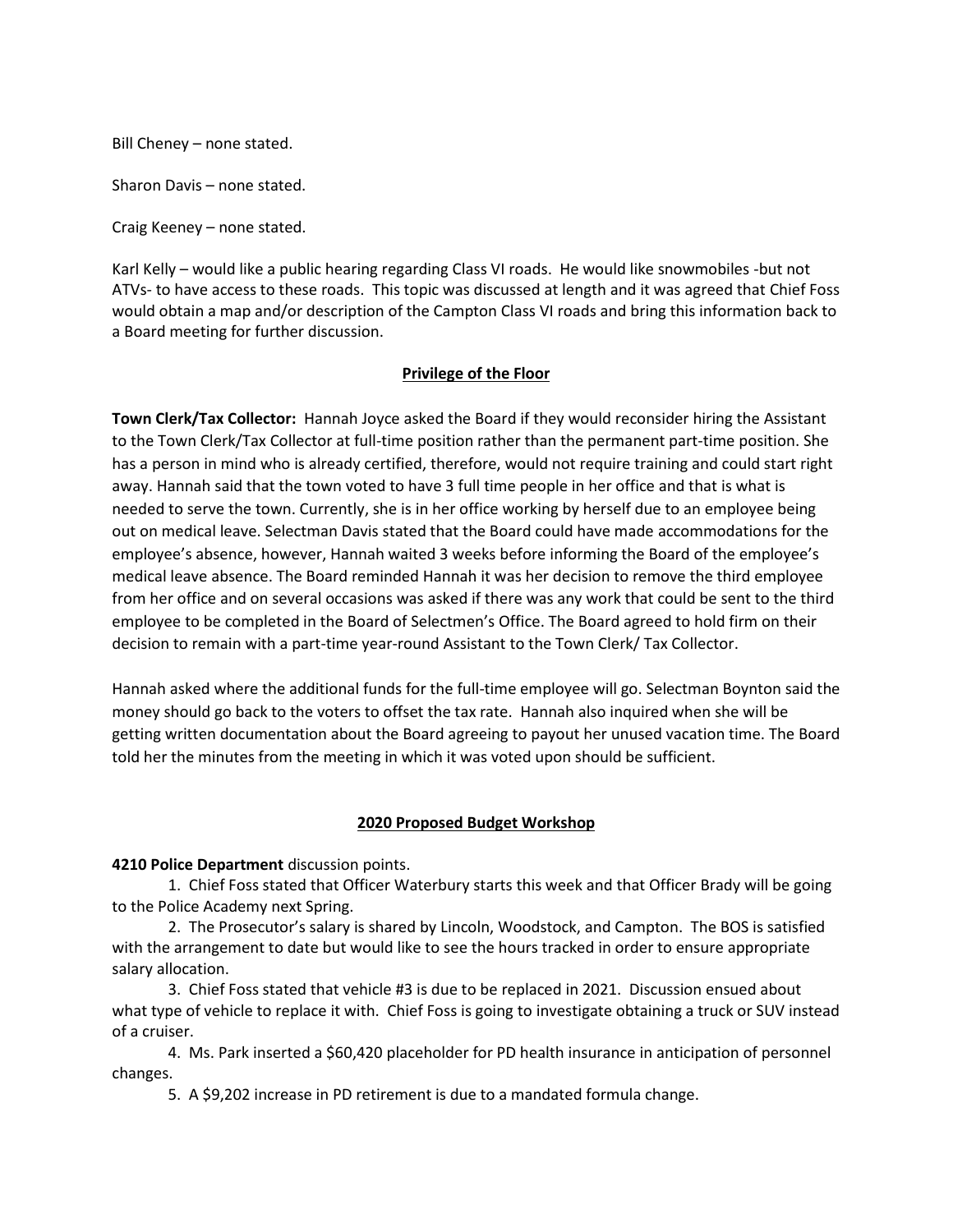Bill Cheney – none stated.

Sharon Davis – none stated.

Craig Keeney – none stated.

Karl Kelly – would like a public hearing regarding Class VI roads. He would like snowmobiles -but not ATVs- to have access to these roads. This topic was discussed at length and it was agreed that Chief Foss would obtain a map and/or description of the Campton Class VI roads and bring this information back to a Board meeting for further discussion.

## Privilege of the Floor

**Town Clerk/Tax Collector:** Hannah Joyce asked the Board if they would reconsider hiring the Assistant to the Town Clerk/Tax Collector at full-time position rather than the permanent part-time position. She has a person in mind who is already certified, therefore, would not require training and could start right away. Hannah said that the town voted to have 3 full time people in her office and that is what is needed to serve the town. Currently, she is in her office working by herself due to an employee being out on medical leave. Selectman Davis stated that the Board could have made accommodations for the employee's absence, however, Hannah waited 3 weeks before informing the Board of the employee's medical leave absence. The Board reminded Hannah it was her decision to remove the third employee from her office and on several occasions was asked if there was any work that could be sent to the third employee to be completed in the Board of Selectmen's Office. The Board agreed to hold firm on their decision to remain with a part-time year-round Assistant to the Town Clerk/ Tax Collector.

Hannah asked where the additional funds for the full-time employee will go. Selectman Boynton said the money should go back to the voters to offset the tax rate. Hannah also inquired when she will be getting written documentation about the Board agreeing to payout her unused vacation time. The Board told her the minutes from the meeting in which it was voted upon should be sufficient.

## 2020 Proposed Budget Workshop

**4210 Police Department** discussion points.

1. Chief Foss stated that Officer Waterbury starts this week and that Officer Brady will be going to the Police Academy next Spring.
2. The Prosecutor's salary is shared by Lincoln, Woodstock, and Campton. The BOS is satisfied with the arrangement to date but would like to see the hours tracked in order to ensure appropriate salary allocation.
3. Chief Foss stated that vehicle #3 is due to be replaced in 2021. Discussion ensued about what type of vehicle to replace it with. Chief Foss is going to investigate obtaining a truck or SUV instead of a cruiser.
4. Ms. Park inserted a $60,420 placeholder for PD health insurance in anticipation of personnel changes.
5. A $9,202 increase in PD retirement is due to a mandated formula change.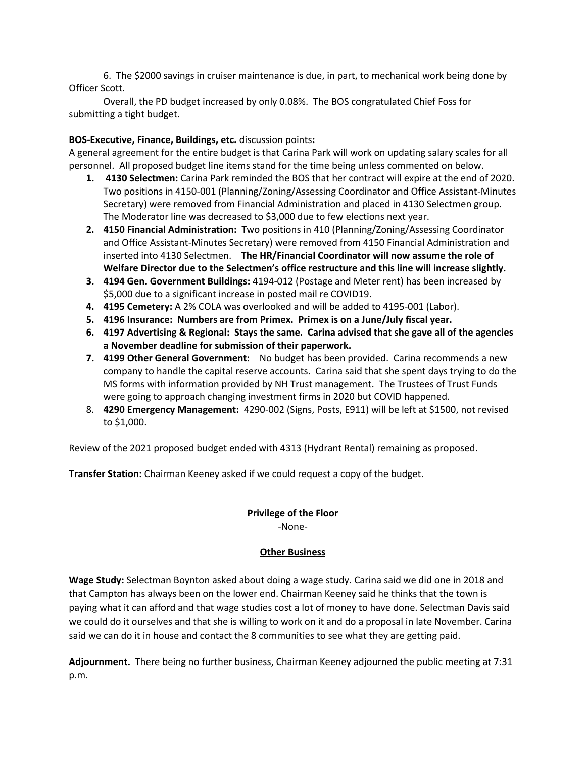6. The $2000 savings in cruiser maintenance is due, in part, to mechanical work being done by Officer Scott.

Overall, the PD budget increased by only 0.08%. The BOS congratulated Chief Foss for submitting a tight budget.

**BOS-Executive, Finance, Buildings, etc.** discussion points**:**
A general agreement for the entire budget is that Carina Park will work on updating salary scales for all personnel. All proposed budget line items stand for the time being unless commented on below.

1. **4130 Selectmen:** Carina Park reminded the BOS that her contract will expire at the end of 2020. Two positions in 4150-001 (Planning/Zoning/Assessing Coordinator and Office Assistant-Minutes Secretary) were removed from Financial Administration and placed in 4130 Selectmen group. The Moderator line was decreased to $3,000 due to few elections next year.
2. **4150 Financial Administration:** Two positions in 410 (Planning/Zoning/Assessing Coordinator and Office Assistant-Minutes Secretary) were removed from 4150 Financial Administration and inserted into 4130 Selectmen. **The HR/Financial Coordinator will now assume the role of Welfare Director due to the Selectmen's office restructure and this line will increase slightly.**
3. **4194 Gen. Government Buildings:** 4194-012 (Postage and Meter rent) has been increased by $5,000 due to a significant increase in posted mail re COVID19.
4. **4195 Cemetery:** A 2% COLA was overlooked and will be added to 4195-001 (Labor).
5. **4196 Insurance: Numbers are from Primex. Primex is on a June/July fiscal year.**
6. **4197 Advertising & Regional: Stays the same. Carina advised that she gave all of the agencies a November deadline for submission of their paperwork.**
7. **4199 Other General Government:** No budget has been provided. Carina recommends a new company to handle the capital reserve accounts. Carina said that she spent days trying to do the MS forms with information provided by NH Trust management. The Trustees of Trust Funds were going to approach changing investment firms in 2020 but COVID happened.
8. **4290 Emergency Management:** 4290-002 (Signs, Posts, E911) will be left at $1500, not revised to $1,000.

Review of the 2021 proposed budget ended with 4313 (Hydrant Rental) remaining as proposed.

**Transfer Station:** Chairman Keeney asked if we could request a copy of the budget.

## Privilege of the Floor

-None-

## Other Business

**Wage Study:** Selectman Boynton asked about doing a wage study. Carina said we did one in 2018 and that Campton has always been on the lower end. Chairman Keeney said he thinks that the town is paying what it can afford and that wage studies cost a lot of money to have done. Selectman Davis said we could do it ourselves and that she is willing to work on it and do a proposal in late November. Carina said we can do it in house and contact the 8 communities to see what they are getting paid.

**Adjournment.** There being no further business, Chairman Keeney adjourned the public meeting at 7:31 p.m.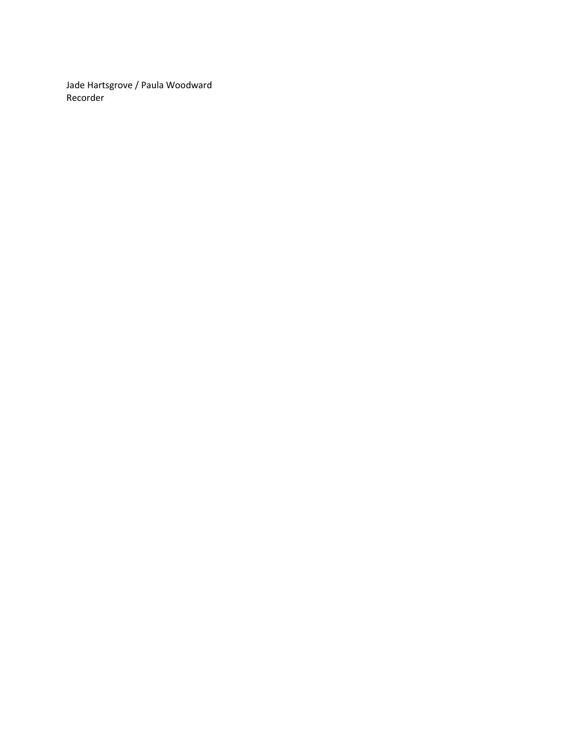Jade Hartsgrove / Paula Woodward
Recorder